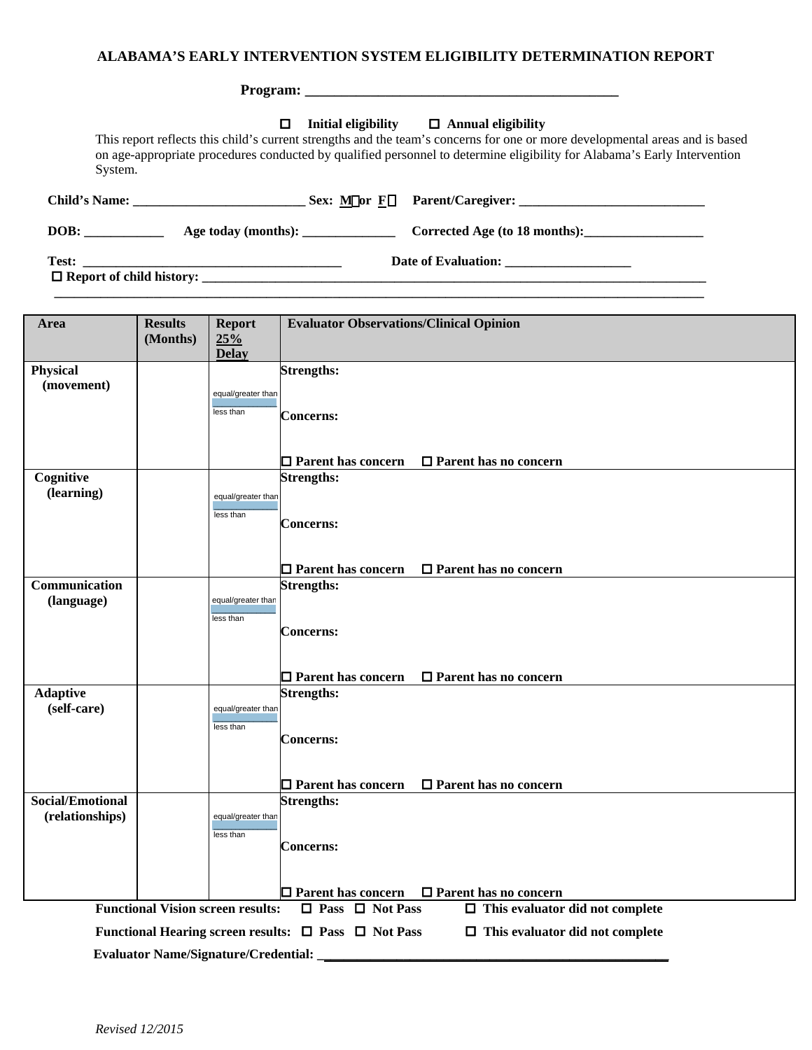# ALABAMA'S EARLY INTERVENTION SYSTEM ELIGIBILITY DETERMINATION REPORT

**Program: _____________________________________________**

☐ **Initial eligibility** ☐ **Annual eligibility**

This report reflects this child's current strengths and the team's concerns for one or more developmental areas and is based on age-appropriate procedures conducted by qualified personnel to determine eligibility for Alabama's Early Intervention System.

**Child's Name:** __________________________ **Sex: M☐ or F☐** **Parent/Caregiver:** ____________________________

**DOB:** ____________ **Age today (months):** ______________ **Corrected Age (to 18 months):** __________________

**Test:** _______________________________________ **Date of Evaluation:** ___________________

☐ **Report of child history:** ______________________________________________________________________________

_____________________________________________________________________________________________________

| Area | Results (Months) | Report 25% Delay | Evaluator Observations/Clinical Opinion |
|---|---|---|---|
| **Physical (movement)** | | equal/greater than / less than | **Strengths:** <br><br> **Concerns:** <br><br> ☐ **Parent has concern** ☐ **Parent has no concern** |
| **Cognitive (learning)** | | equal/greater than / less than | **Strengths:** <br><br> **Concerns:** <br><br> ☐ **Parent has concern** ☐ **Parent has no concern** |
| **Communication (language)** | | equal/greater than / less than | **Strengths:** <br><br> **Concerns:** <br><br> ☐ **Parent has concern** ☐ **Parent has no concern** |
| **Adaptive (self-care)** | | equal/greater than / less than | **Strengths:** <br><br> **Concerns:** <br><br> ☐ **Parent has concern** ☐ **Parent has no concern** |
| **Social/Emotional (relationships)** | | equal/greater than / less than | **Strengths:** <br><br> **Concerns:** <br><br> ☐ **Parent has concern** ☐ **Parent has no concern** |

**Functional Vision screen results:** ☐ **Pass** ☐ **Not Pass** ☐ **This evaluator did not complete**

**Functional Hearing screen results:** ☐ **Pass** ☐ **Not Pass** ☐ **This evaluator did not complete**

**Evaluator Name/Signature/Credential:** ____________________________________________________

*Revised 12/2015*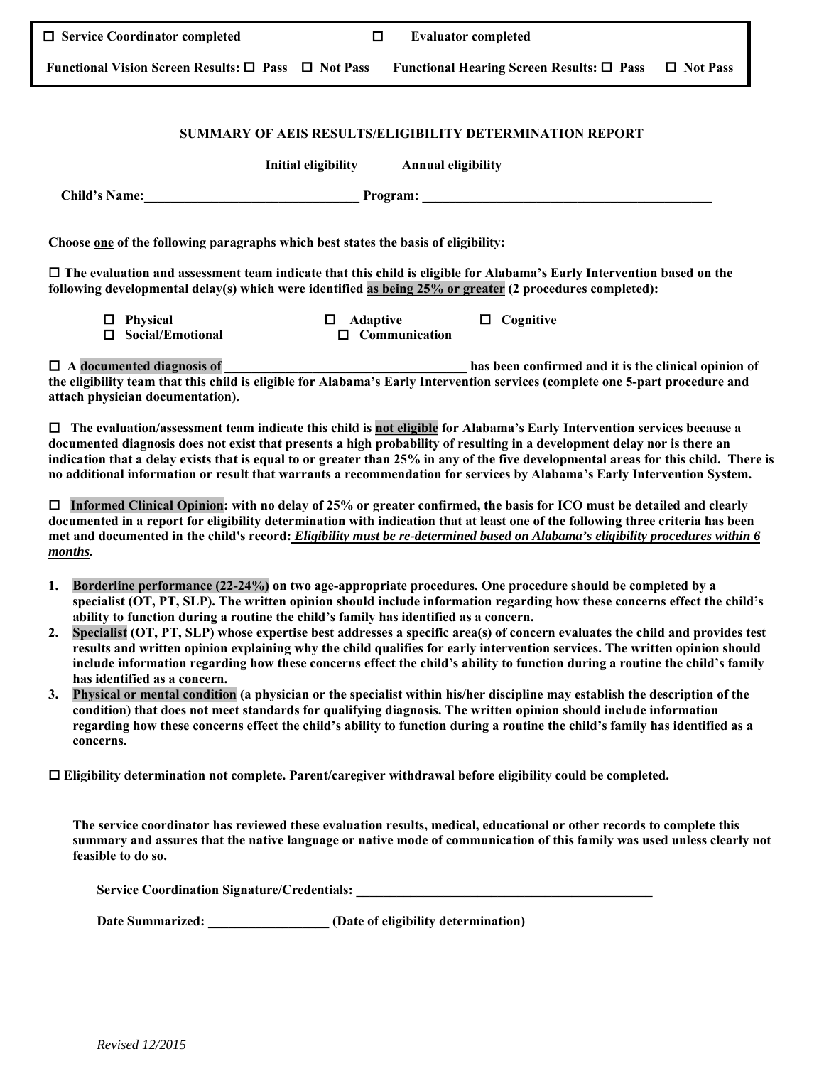☐ **Service Coordinator completed** ☐ **Evaluator completed**

**Functional Vision Screen Results:** ☐ **Pass** ☐ **Not Pass** **Functional Hearing Screen Results:** ☐ **Pass** ☐ **Not Pass**

## SUMMARY OF AEIS RESULTS/ELIGIBILITY DETERMINATION REPORT

**Initial eligibility** **Annual eligibility**

**Child's Name:**________________________________ **Program:** ____________________________________________

**Choose one of the following paragraphs which best states the basis of eligibility:**

☐ **The evaluation and assessment team indicate that this child is eligible for Alabama's Early Intervention based on the following developmental delay(s) which were identified as being 25% or greater (2 procedures completed):**

- ☐ **Physical**
- ☐ **Adaptive**
- ☐ **Cognitive**
- ☐ **Social/Emotional**
- ☐ **Communication**

☐ **A documented diagnosis of ____________________________________ has been confirmed and it is the clinical opinion of the eligibility team that this child is eligible for Alabama's Early Intervention services (complete one 5-part procedure and attach physician documentation).**

☐ **The evaluation/assessment team indicate this child is not eligible for Alabama's Early Intervention services because a documented diagnosis does not exist that presents a high probability of resulting in a development delay nor is there an indication that a delay exists that is equal to or greater than 25% in any of the five developmental areas for this child. There is no additional information or result that warrants a recommendation for services by Alabama's Early Intervention System.**

☐ **Informed Clinical Opinion: with no delay of 25% or greater confirmed, the basis for ICO must be detailed and clearly documented in a report for eligibility determination with indication that at least one of the following three criteria has been met and documented in the child's record:** ***Eligibility must be re-determined based on Alabama's eligibility procedures within 6 months.***

1. **Borderline performance (22-24%) on two age-appropriate procedures. One procedure should be completed by a specialist (OT, PT, SLP). The written opinion should include information regarding how these concerns effect the child's ability to function during a routine the child's family has identified as a concern.**
2. **Specialist (OT, PT, SLP) whose expertise best addresses a specific area(s) of concern evaluates the child and provides test results and written opinion explaining why the child qualifies for early intervention services. The written opinion should include information regarding how these concerns effect the child's ability to function during a routine the child's family has identified as a concern.**
3. **Physical or mental condition (a physician or the specialist within his/her discipline may establish the description of the condition) that does not meet standards for qualifying diagnosis. The written opinion should include information regarding how these concerns effect the child's ability to function during a routine the child's family has identified as a concerns.**

☐ **Eligibility determination not complete. Parent/caregiver withdrawal before eligibility could be completed.**

**The service coordinator has reviewed these evaluation results, medical, educational or other records to complete this summary and assures that the native language or native mode of communication of this family was used unless clearly not feasible to do so.**

**Service Coordination Signature/Credentials:** _____________________________________________

**Date Summarized:** __________________ **(Date of eligibility determination)**

*Revised 12/2015*